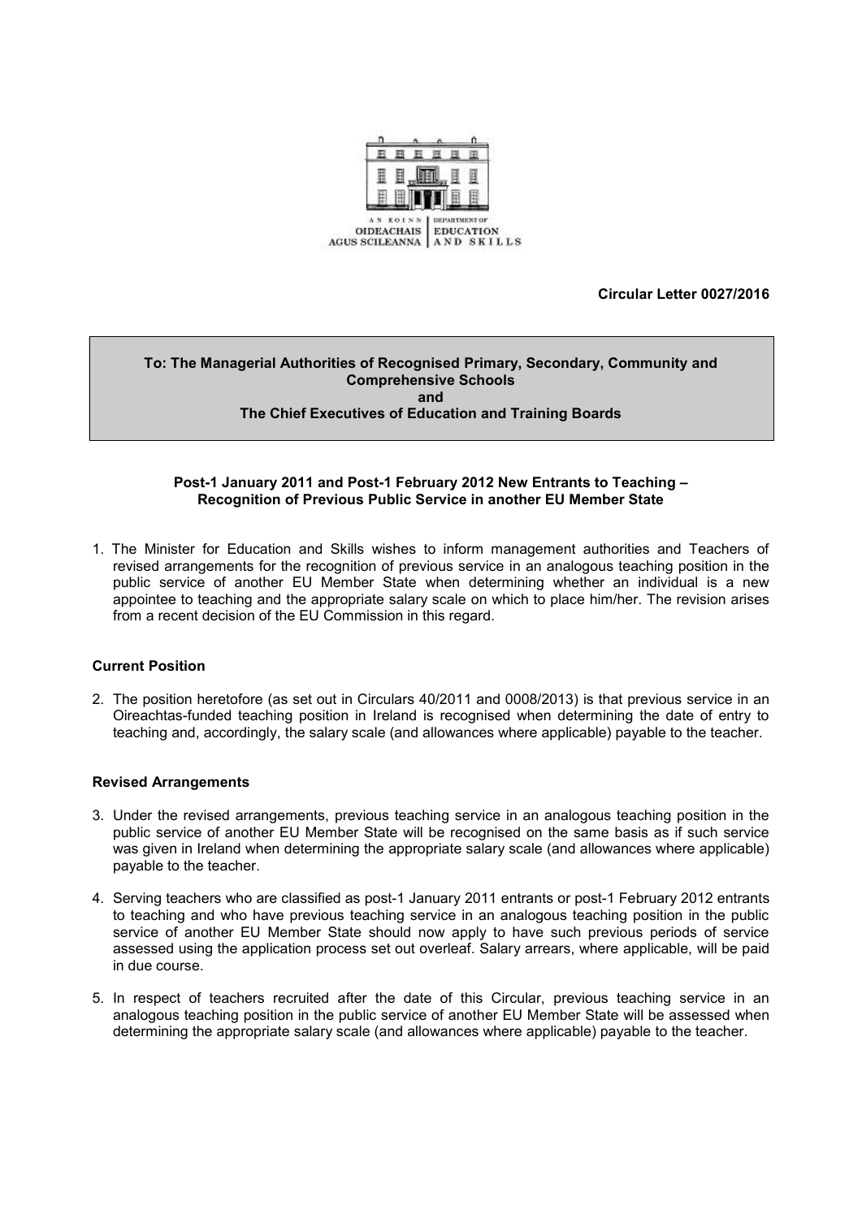AN ROINN OIDEACHAIS AGUS SCILEANNA | DEPARTMENT OF EDUCATION AND SKILLS

**Circular Letter 0027/2016**

**To: The Managerial Authorities of Recognised Primary, Secondary, Community and Comprehensive Schools**
**and**
**The Chief Executives of Education and Training Boards**

**Post-1 January 2011 and Post-1 February 2012 New Entrants to Teaching – Recognition of Previous Public Service in another EU Member State**

1. The Minister for Education and Skills wishes to inform management authorities and Teachers of revised arrangements for the recognition of previous service in an analogous teaching position in the public service of another EU Member State when determining whether an individual is a new appointee to teaching and the appropriate salary scale on which to place him/her. The revision arises from a recent decision of the EU Commission in this regard.

**Current Position**

2. The position heretofore (as set out in Circulars 40/2011 and 0008/2013) is that previous service in an Oireachtas-funded teaching position in Ireland is recognised when determining the date of entry to teaching and, accordingly, the salary scale (and allowances where applicable) payable to the teacher.

**Revised Arrangements**

3. Under the revised arrangements, previous teaching service in an analogous teaching position in the public service of another EU Member State will be recognised on the same basis as if such service was given in Ireland when determining the appropriate salary scale (and allowances where applicable) payable to the teacher.

4. Serving teachers who are classified as post-1 January 2011 entrants or post-1 February 2012 entrants to teaching and who have previous teaching service in an analogous teaching position in the public service of another EU Member State should now apply to have such previous periods of service assessed using the application process set out overleaf. Salary arrears, where applicable, will be paid in due course.

5. In respect of teachers recruited after the date of this Circular, previous teaching service in an analogous teaching position in the public service of another EU Member State will be assessed when determining the appropriate salary scale (and allowances where applicable) payable to the teacher.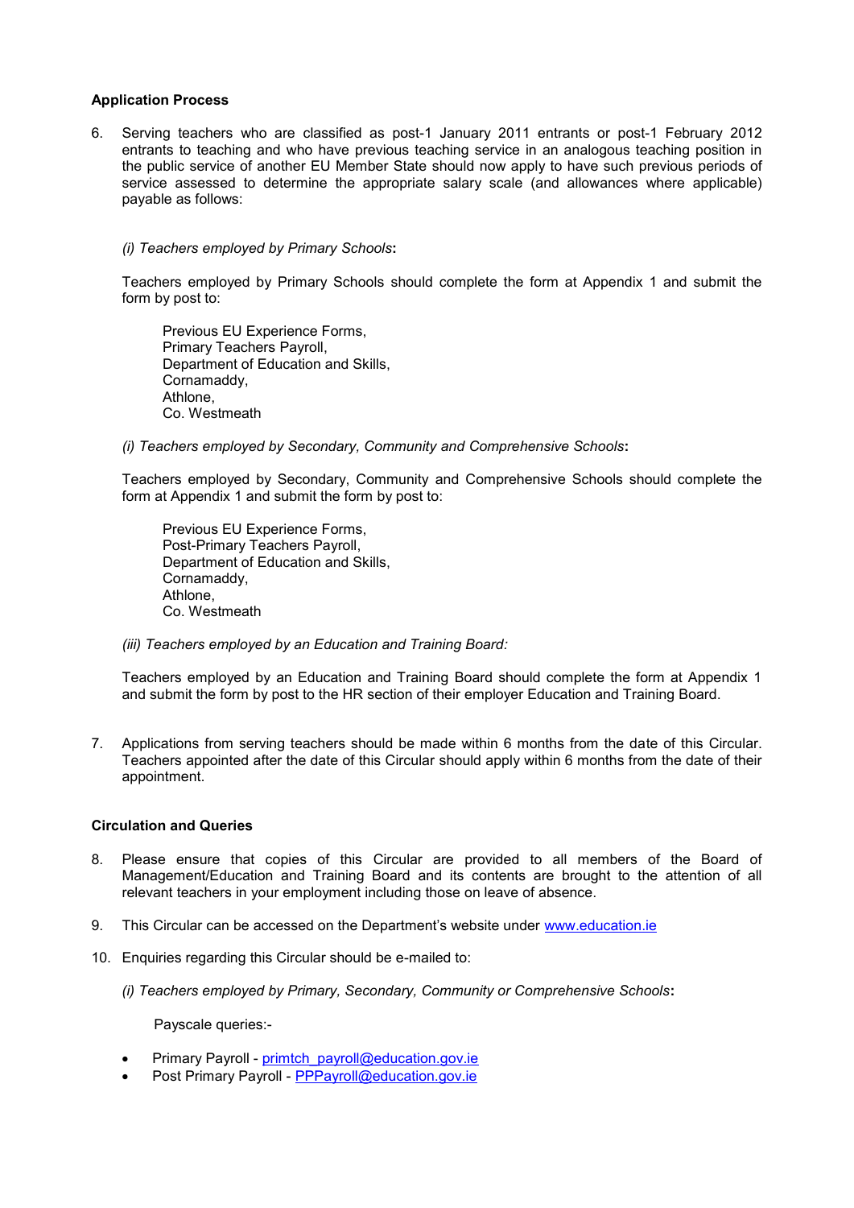**Application Process**

6. Serving teachers who are classified as post-1 January 2011 entrants or post-1 February 2012 entrants to teaching and who have previous teaching service in an analogous teaching position in the public service of another EU Member State should now apply to have such previous periods of service assessed to determine the appropriate salary scale (and allowances where applicable) payable as follows:

   *(i) Teachers employed by Primary Schools***:**

   Teachers employed by Primary Schools should complete the form at Appendix 1 and submit the form by post to:

   > Previous EU Experience Forms,
   > Primary Teachers Payroll,
   > Department of Education and Skills,
   > Cornamaddy,
   > Athlone,
   > Co. Westmeath

   *(i) Teachers employed by Secondary, Community and Comprehensive Schools***:**

   Teachers employed by Secondary, Community and Comprehensive Schools should complete the form at Appendix 1 and submit the form by post to:

   > Previous EU Experience Forms,
   > Post-Primary Teachers Payroll,
   > Department of Education and Skills,
   > Cornamaddy,
   > Athlone,
   > Co. Westmeath

   *(iii) Teachers employed by an Education and Training Board:*

   Teachers employed by an Education and Training Board should complete the form at Appendix 1 and submit the form by post to the HR section of their employer Education and Training Board.

7. Applications from serving teachers should be made within 6 months from the date of this Circular. Teachers appointed after the date of this Circular should apply within 6 months from the date of their appointment.

**Circulation and Queries**

8. Please ensure that copies of this Circular are provided to all members of the Board of Management/Education and Training Board and its contents are brought to the attention of all relevant teachers in your employment including those on leave of absence.

9. This Circular can be accessed on the Department's website under [www.education.ie](http://www.education.ie)

10. Enquiries regarding this Circular should be e-mailed to:

    *(i) Teachers employed by Primary, Secondary, Community or Comprehensive Schools***:**

    Payscale queries:-

    - Primary Payroll - [primtch_payroll@education.gov.ie](mailto:primtch_payroll@education.gov.ie)
    - Post Primary Payroll - [PPPayroll@education.gov.ie](mailto:PPPayroll@education.gov.ie)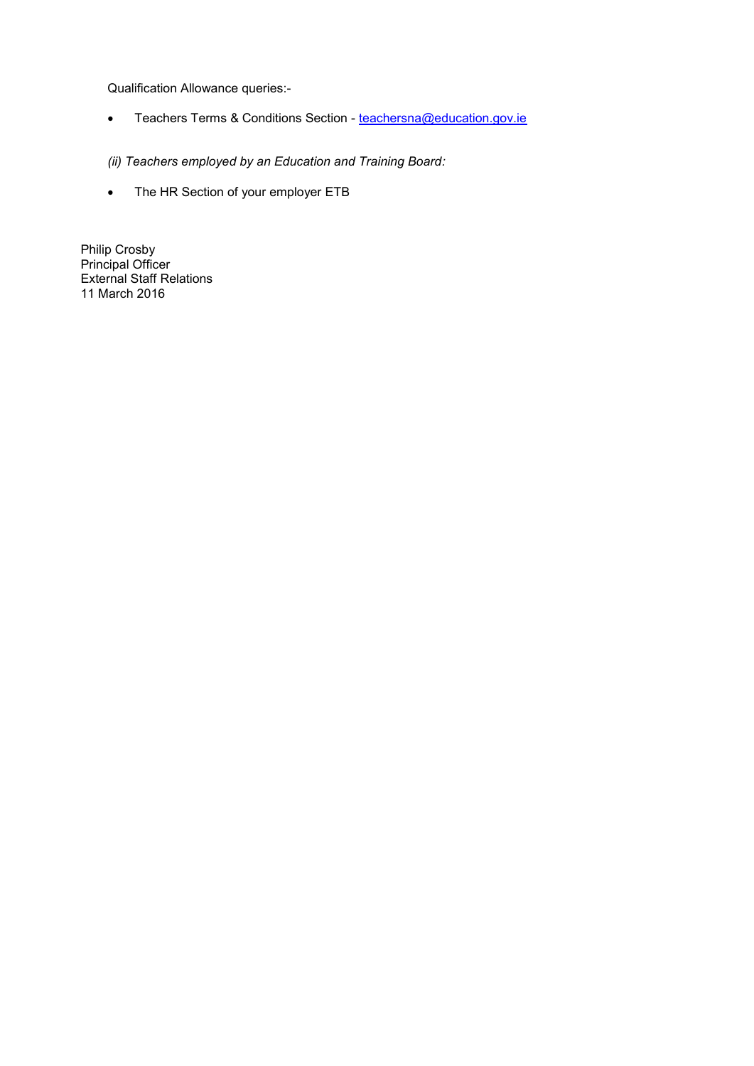Qualification Allowance queries:-

- Teachers Terms & Conditions Section - teachersna@education.gov.ie

*(ii) Teachers employed by an Education and Training Board:*

- The HR Section of your employer ETB

Philip Crosby
Principal Officer
External Staff Relations
11 March 2016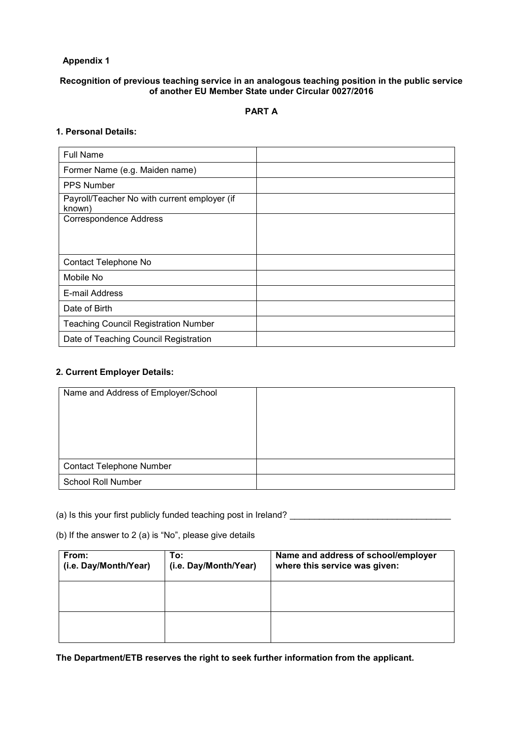**Appendix 1**

**Recognition of previous teaching service in an analogous teaching position in the public service of another EU Member State under Circular 0027/2016**

**PART A**

**1. Personal Details:**

| Full Name | |
|---|---|
| Former Name (e.g. Maiden name) | |
| PPS Number | |
| Payroll/Teacher No with current employer (if known) | |
| Correspondence Address | |
| Contact Telephone No | |
| Mobile No | |
| E-mail Address | |
| Date of Birth | |
| Teaching Council Registration Number | |
| Date of Teaching Council Registration | |

**2. Current Employer Details:**

| Name and Address of Employer/School | |
|---|---|
| Contact Telephone Number | |
| School Roll Number | |

(a) Is this your first publicly funded teaching post in Ireland? ________________________________

(b) If the answer to 2 (a) is "No", please give details

| From: (i.e. Day/Month/Year) | To: (i.e. Day/Month/Year) | Name and address of school/employer where this service was given: |
|---|---|---|
| | | |
| | | |

**The Department/ETB reserves the right to seek further information from the applicant.**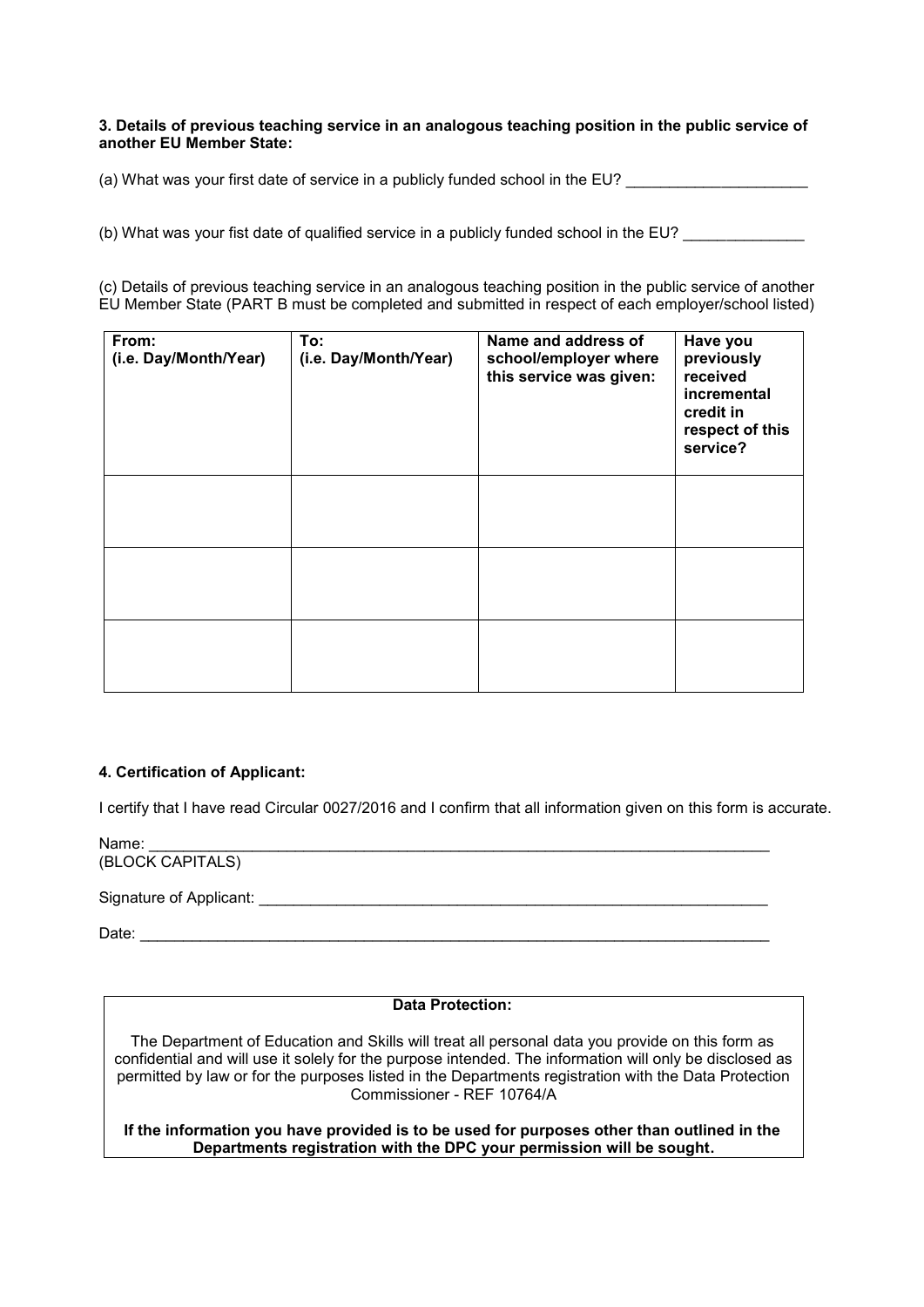**3. Details of previous teaching service in an analogous teaching position in the public service of another EU Member State:**

(a) What was your first date of service in a publicly funded school in the EU? _____________________

(b) What was your fist date of qualified service in a publicly funded school in the EU? ______________

(c) Details of previous teaching service in an analogous teaching position in the public service of another EU Member State (PART B must be completed and submitted in respect of each employer/school listed)

| From: (i.e. Day/Month/Year) | To: (i.e. Day/Month/Year) | Name and address of school/employer where this service was given: | Have you previously received incremental credit in respect of this service? |
|---|---|---|---|
| | | | |
| | | | |
| | | | |

**4. Certification of Applicant:**

I certify that I have read Circular 0027/2016 and I confirm that all information given on this form is accurate.

Name: ___________________________________________________________________________
(BLOCK CAPITALS)

Signature of Applicant: _______________________________________________________________

Date: ____________________________________________________________________________

**Data Protection:**

The Department of Education and Skills will treat all personal data you provide on this form as confidential and will use it solely for the purpose intended. The information will only be disclosed as permitted by law or for the purposes listed in the Departments registration with the Data Protection Commissioner - REF 10764/A

**If the information you have provided is to be used for purposes other than outlined in the Departments registration with the DPC your permission will be sought.**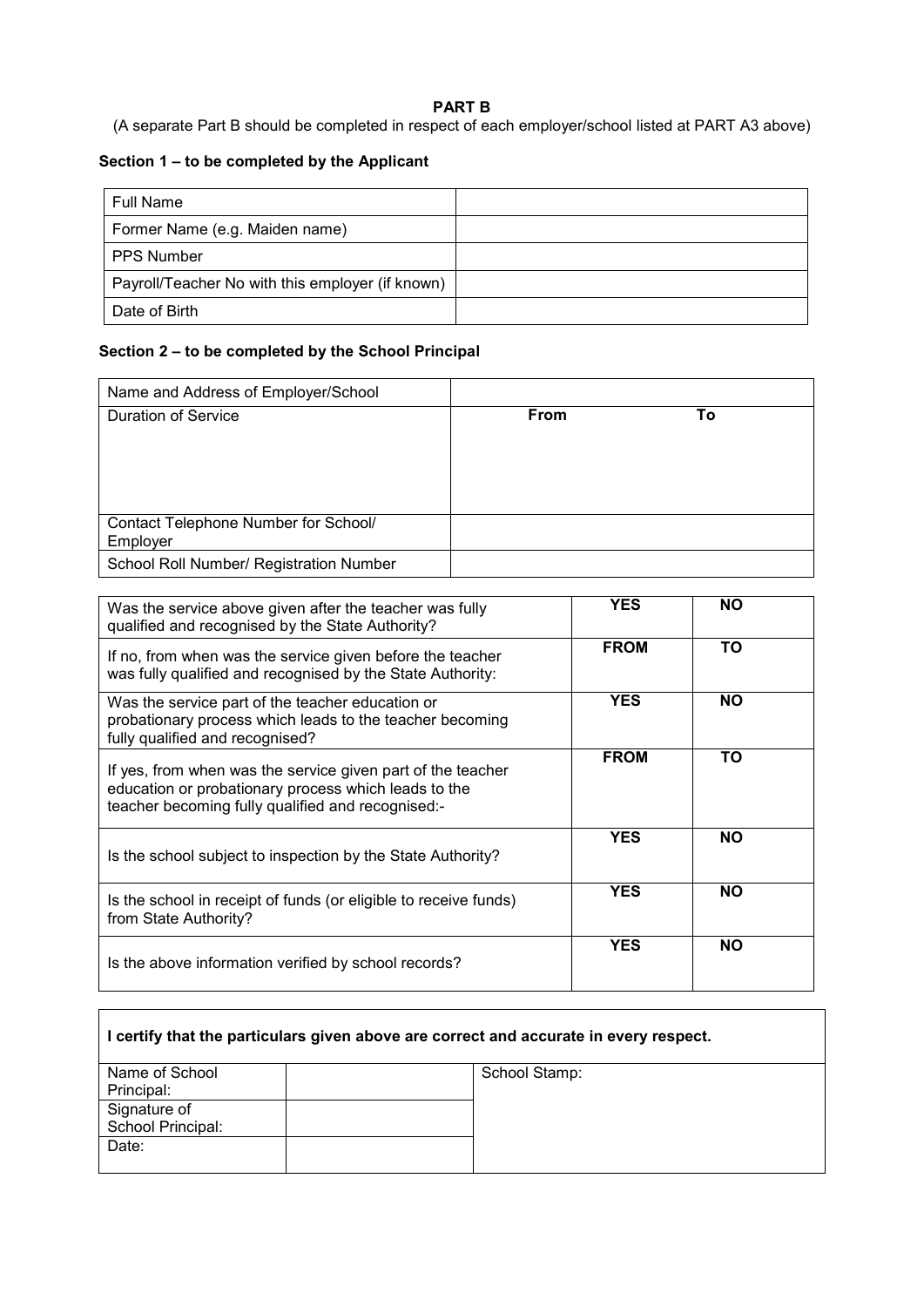**PART B**

(A separate Part B should be completed in respect of each employer/school listed at PART A3 above)

**Section 1 – to be completed by the Applicant**

| | |
|---|---|
| Full Name | |
| Former Name (e.g. Maiden name) | |
| PPS Number | |
| Payroll/Teacher No with this employer (if known) | |
| Date of Birth | |

**Section 2 – to be completed by the School Principal**

| | | |
|---|---|---|
| Name and Address of Employer/School | | |
| Duration of Service | **From** | **To** |
| Contact Telephone Number for School/ Employer | | |
| School Roll Number/ Registration Number | | |

| | | |
|---|---|---|
| Was the service above given after the teacher was fully qualified and recognised by the State Authority? | **YES** | **NO** |
| If no, from when was the service given before the teacher was fully qualified and recognised by the State Authority: | **FROM** | **TO** |
| Was the service part of the teacher education or probationary process which leads to the teacher becoming fully qualified and recognised? | **YES** | **NO** |
| If yes, from when was the service given part of the teacher education or probationary process which leads to the teacher becoming fully qualified and recognised:- | **FROM** | **TO** |
| Is the school subject to inspection by the State Authority? | **YES** | **NO** |
| Is the school in receipt of funds (or eligible to receive funds) from State Authority? | **YES** | **NO** |
| Is the above information verified by school records? | **YES** | **NO** |

**I certify that the particulars given above are correct and accurate in every respect.**

| | | |
|---|---|---|
| Name of School Principal: | | School Stamp: |
| Signature of School Principal: | | |
| Date: | | |